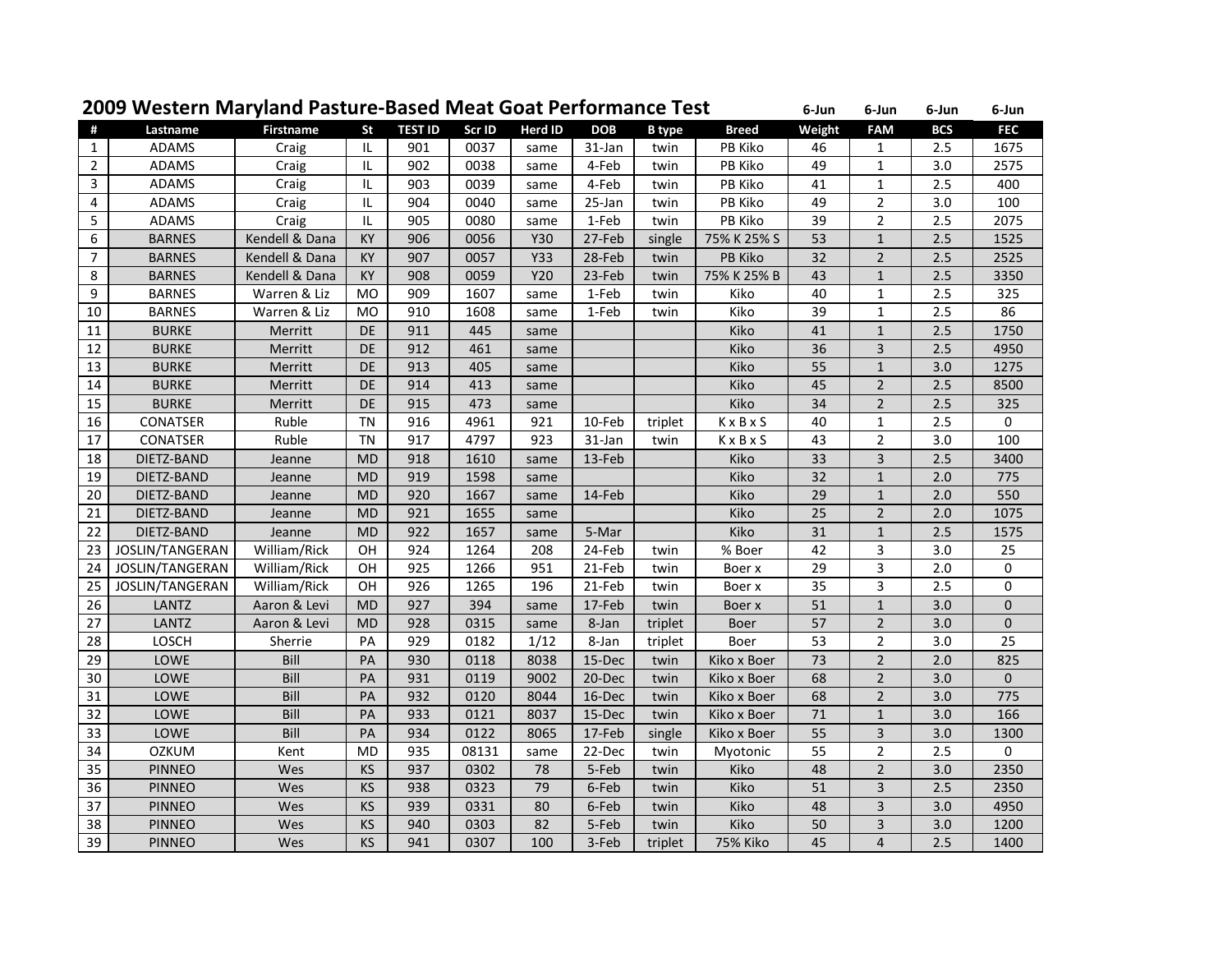# 2009 Western Maryland Pasture-Based Meat Goat Performance Test

| # | Lastname | Firstname | St | TEST ID | Scr ID | Herd ID | DOB | B type | Breed | 6-Jun Weight | 6-Jun FAM | 6-Jun BCS | 6-Jun FEC |
|---|---|---|---|---|---|---|---|---|---|---|---|---|---|
| 1 | ADAMS | Craig | IL | 901 | 0037 | same | 31-Jan | twin | PB Kiko | 46 | 1 | 2.5 | 1675 |
| 2 | ADAMS | Craig | IL | 902 | 0038 | same | 4-Feb | twin | PB Kiko | 49 | 1 | 3.0 | 2575 |
| 3 | ADAMS | Craig | IL | 903 | 0039 | same | 4-Feb | twin | PB Kiko | 41 | 1 | 2.5 | 400 |
| 4 | ADAMS | Craig | IL | 904 | 0040 | same | 25-Jan | twin | PB Kiko | 49 | 2 | 3.0 | 100 |
| 5 | ADAMS | Craig | IL | 905 | 0080 | same | 1-Feb | twin | PB Kiko | 39 | 2 | 2.5 | 2075 |
| 6 | BARNES | Kendell & Dana | KY | 906 | 0056 | Y30 | 27-Feb | single | 75% K 25% S | 53 | 1 | 2.5 | 1525 |
| 7 | BARNES | Kendell & Dana | KY | 907 | 0057 | Y33 | 28-Feb | twin | PB Kiko | 32 | 2 | 2.5 | 2525 |
| 8 | BARNES | Kendell & Dana | KY | 908 | 0059 | Y20 | 23-Feb | twin | 75% K 25% B | 43 | 1 | 2.5 | 3350 |
| 9 | BARNES | Warren & Liz | MO | 909 | 1607 | same | 1-Feb | twin | Kiko | 40 | 1 | 2.5 | 325 |
| 10 | BARNES | Warren & Liz | MO | 910 | 1608 | same | 1-Feb | twin | Kiko | 39 | 1 | 2.5 | 86 |
| 11 | BURKE | Merritt | DE | 911 | 445 | same | | | Kiko | 41 | 1 | 2.5 | 1750 |
| 12 | BURKE | Merritt | DE | 912 | 461 | same | | | Kiko | 36 | 3 | 2.5 | 4950 |
| 13 | BURKE | Merritt | DE | 913 | 405 | same | | | Kiko | 55 | 1 | 3.0 | 1275 |
| 14 | BURKE | Merritt | DE | 914 | 413 | same | | | Kiko | 45 | 2 | 2.5 | 8500 |
| 15 | BURKE | Merritt | DE | 915 | 473 | same | | | Kiko | 34 | 2 | 2.5 | 325 |
| 16 | CONATSER | Ruble | TN | 916 | 4961 | 921 | 10-Feb | triplet | K x B x S | 40 | 1 | 2.5 | 0 |
| 17 | CONATSER | Ruble | TN | 917 | 4797 | 923 | 31-Jan | twin | K x B x S | 43 | 2 | 3.0 | 100 |
| 18 | DIETZ-BAND | Jeanne | MD | 918 | 1610 | same | 13-Feb | | Kiko | 33 | 3 | 2.5 | 3400 |
| 19 | DIETZ-BAND | Jeanne | MD | 919 | 1598 | same | | | Kiko | 32 | 1 | 2.0 | 775 |
| 20 | DIETZ-BAND | Jeanne | MD | 920 | 1667 | same | 14-Feb | | Kiko | 29 | 1 | 2.0 | 550 |
| 21 | DIETZ-BAND | Jeanne | MD | 921 | 1655 | same | | | Kiko | 25 | 2 | 2.0 | 1075 |
| 22 | DIETZ-BAND | Jeanne | MD | 922 | 1657 | same | 5-Mar | | Kiko | 31 | 1 | 2.5 | 1575 |
| 23 | JOSLIN/TANGERAN | William/Rick | OH | 924 | 1264 | 208 | 24-Feb | twin | % Boer | 42 | 3 | 3.0 | 25 |
| 24 | JOSLIN/TANGERAN | William/Rick | OH | 925 | 1266 | 951 | 21-Feb | twin | Boer x | 29 | 3 | 2.0 | 0 |
| 25 | JOSLIN/TANGERAN | William/Rick | OH | 926 | 1265 | 196 | 21-Feb | twin | Boer x | 35 | 3 | 2.5 | 0 |
| 26 | LANTZ | Aaron & Levi | MD | 927 | 394 | same | 17-Feb | twin | Boer x | 51 | 1 | 3.0 | 0 |
| 27 | LANTZ | Aaron & Levi | MD | 928 | 0315 | same | 8-Jan | triplet | Boer | 57 | 2 | 3.0 | 0 |
| 28 | LOSCH | Sherrie | PA | 929 | 0182 | 1/12 | 8-Jan | triplet | Boer | 53 | 2 | 3.0 | 25 |
| 29 | LOWE | Bill | PA | 930 | 0118 | 8038 | 15-Dec | twin | Kiko x Boer | 73 | 2 | 2.0 | 825 |
| 30 | LOWE | Bill | PA | 931 | 0119 | 9002 | 20-Dec | twin | Kiko x Boer | 68 | 2 | 3.0 | 0 |
| 31 | LOWE | Bill | PA | 932 | 0120 | 8044 | 16-Dec | twin | Kiko x Boer | 68 | 2 | 3.0 | 775 |
| 32 | LOWE | Bill | PA | 933 | 0121 | 8037 | 15-Dec | twin | Kiko x Boer | 71 | 1 | 3.0 | 166 |
| 33 | LOWE | Bill | PA | 934 | 0122 | 8065 | 17-Feb | single | Kiko x Boer | 55 | 3 | 3.0 | 1300 |
| 34 | OZKUM | Kent | MD | 935 | 08131 | same | 22-Dec | twin | Myotonic | 55 | 2 | 2.5 | 0 |
| 35 | PINNEO | Wes | KS | 937 | 0302 | 78 | 5-Feb | twin | Kiko | 48 | 2 | 3.0 | 2350 |
| 36 | PINNEO | Wes | KS | 938 | 0323 | 79 | 6-Feb | twin | Kiko | 51 | 3 | 2.5 | 2350 |
| 37 | PINNEO | Wes | KS | 939 | 0331 | 80 | 6-Feb | twin | Kiko | 48 | 3 | 3.0 | 4950 |
| 38 | PINNEO | Wes | KS | 940 | 0303 | 82 | 5-Feb | twin | Kiko | 50 | 3 | 3.0 | 1200 |
| 39 | PINNEO | Wes | KS | 941 | 0307 | 100 | 3-Feb | triplet | 75% Kiko | 45 | 4 | 2.5 | 1400 |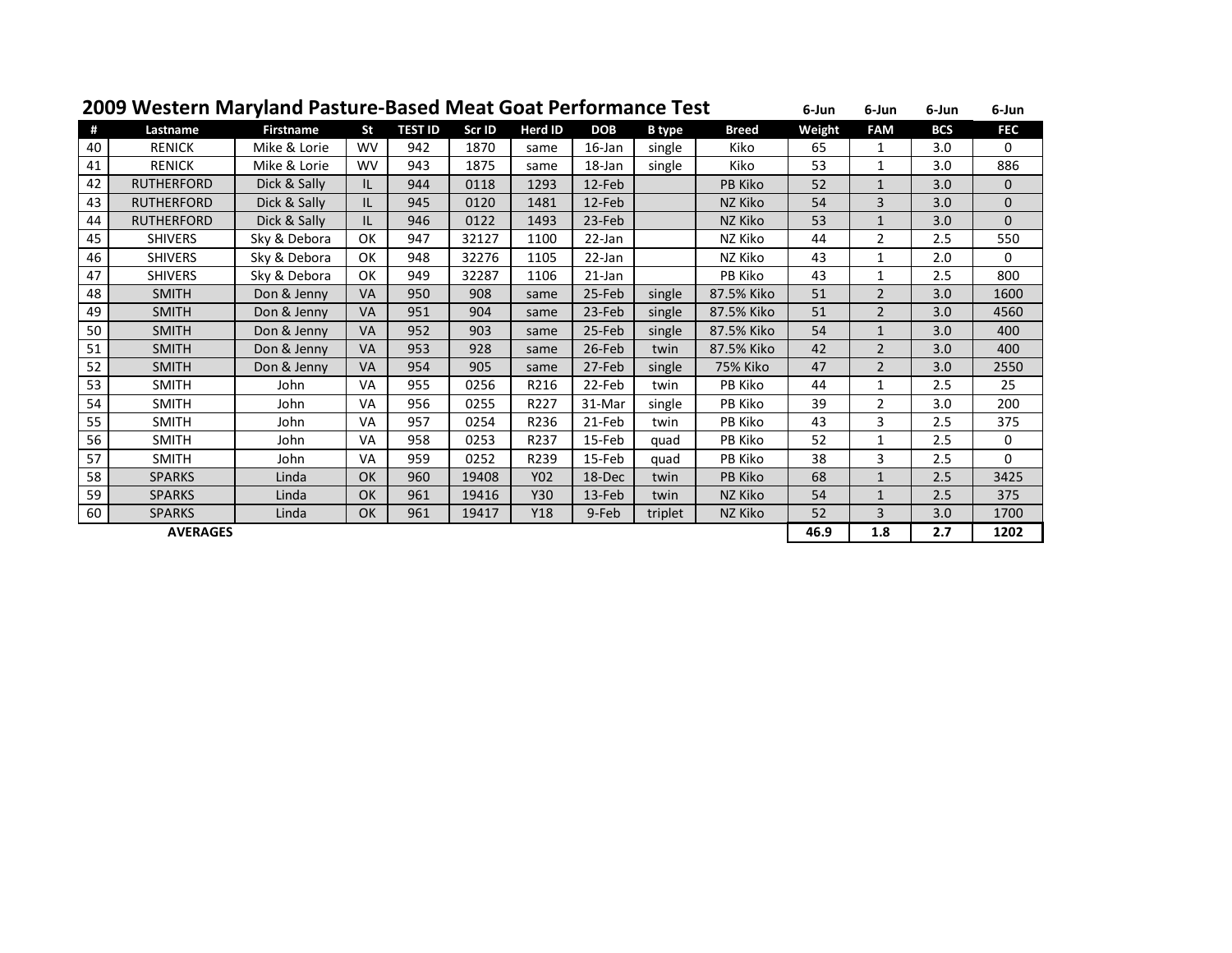## 2009 Western Maryland Pasture-Based Meat Goat Performance Test

| | | | | | | | | | | 6-Jun | 6-Jun | 6-Jun | 6-Jun |
|---|---|---|---|---|---|---|---|---|---|---|---|---|---|
| # | Lastname | Firstname | St | TEST ID | Scr ID | Herd ID | DOB | B type | Breed | Weight | FAM | BCS | FEC |
| 40 | RENICK | Mike & Lorie | WV | 942 | 1870 | same | 16-Jan | single | Kiko | 65 | 1 | 3.0 | 0 |
| 41 | RENICK | Mike & Lorie | WV | 943 | 1875 | same | 18-Jan | single | Kiko | 53 | 1 | 3.0 | 886 |
| 42 | RUTHERFORD | Dick & Sally | IL | 944 | 0118 | 1293 | 12-Feb | | PB Kiko | 52 | 1 | 3.0 | 0 |
| 43 | RUTHERFORD | Dick & Sally | IL | 945 | 0120 | 1481 | 12-Feb | | NZ Kiko | 54 | 3 | 3.0 | 0 |
| 44 | RUTHERFORD | Dick & Sally | IL | 946 | 0122 | 1493 | 23-Feb | | NZ Kiko | 53 | 1 | 3.0 | 0 |
| 45 | SHIVERS | Sky & Debora | OK | 947 | 32127 | 1100 | 22-Jan | | NZ Kiko | 44 | 2 | 2.5 | 550 |
| 46 | SHIVERS | Sky & Debora | OK | 948 | 32276 | 1105 | 22-Jan | | NZ Kiko | 43 | 1 | 2.0 | 0 |
| 47 | SHIVERS | Sky & Debora | OK | 949 | 32287 | 1106 | 21-Jan | | PB Kiko | 43 | 1 | 2.5 | 800 |
| 48 | SMITH | Don & Jenny | VA | 950 | 908 | same | 25-Feb | single | 87.5% Kiko | 51 | 2 | 3.0 | 1600 |
| 49 | SMITH | Don & Jenny | VA | 951 | 904 | same | 23-Feb | single | 87.5% Kiko | 51 | 2 | 3.0 | 4560 |
| 50 | SMITH | Don & Jenny | VA | 952 | 903 | same | 25-Feb | single | 87.5% Kiko | 54 | 1 | 3.0 | 400 |
| 51 | SMITH | Don & Jenny | VA | 953 | 928 | same | 26-Feb | twin | 87.5% Kiko | 42 | 2 | 3.0 | 400 |
| 52 | SMITH | Don & Jenny | VA | 954 | 905 | same | 27-Feb | single | 75% Kiko | 47 | 2 | 3.0 | 2550 |
| 53 | SMITH | John | VA | 955 | 0256 | R216 | 22-Feb | twin | PB Kiko | 44 | 1 | 2.5 | 25 |
| 54 | SMITH | John | VA | 956 | 0255 | R227 | 31-Mar | single | PB Kiko | 39 | 2 | 3.0 | 200 |
| 55 | SMITH | John | VA | 957 | 0254 | R236 | 21-Feb | twin | PB Kiko | 43 | 3 | 2.5 | 375 |
| 56 | SMITH | John | VA | 958 | 0253 | R237 | 15-Feb | quad | PB Kiko | 52 | 1 | 2.5 | 0 |
| 57 | SMITH | John | VA | 959 | 0252 | R239 | 15-Feb | quad | PB Kiko | 38 | 3 | 2.5 | 0 |
| 58 | SPARKS | Linda | OK | 960 | 19408 | Y02 | 18-Dec | twin | PB Kiko | 68 | 1 | 2.5 | 3425 |
| 59 | SPARKS | Linda | OK | 961 | 19416 | Y30 | 13-Feb | twin | NZ Kiko | 54 | 1 | 2.5 | 375 |
| 60 | SPARKS | Linda | OK | 961 | 19417 | Y18 | 9-Feb | triplet | NZ Kiko | 52 | 3 | 3.0 | 1700 |
| | **AVERAGES** | | | | | | | | | **46.9** | **1.8** | **2.7** | **1202** |